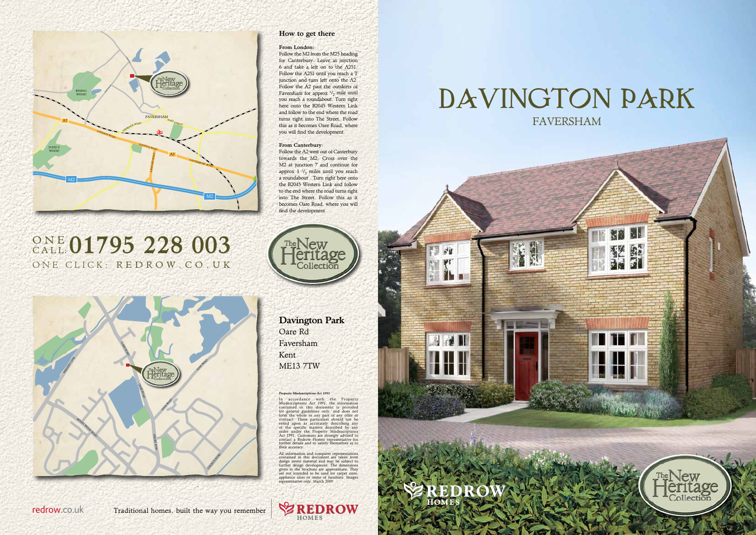# DAVINGTON PARK

## FAVERSHAM

### How to get there

**From London:**
Follow the M2 from the M25 heading for Canterbury. Leave at junction 6 and take a left on to the A251. Follow the A251 until you reach a T junction and turn left onto the A2. Follow the A2 past the outskirts of Faversham for approx $^1/_2$ mile until you reach a roundabout. Turn right here onto the B2045 Western Link and follow to the end where the road turns right into The Street. Follow this as it becomes Oare Road, where you will find the development.

**From Canterbury:**
Follow the A2 west out of Canterbury towards the M2. Cross over the M2 at junction 7 and continue for approx 1 $^1/_2$ miles until you reach a roundabout . Turn right here onto the B2045 Western Link and follow to the end where the road turns right into The Street. Follow this as it becomes Oare Road, where you will find the development

ONE CALL: **01795 228 003**

ONE CLICK: REDROW.CO.UK

**Davington Park**
Oare Rd
Faversham
Kent
ME13 7TW

**Property Misdescriptions Act 1991**

In accordance with the Property Misdescriptions Act 1991, the information contained in this document is provided for general guidelines only, and does not form the whole or any part of any offer or contract. These particulars should not be relied upon as accurately describing any of the specific matters described by any order under the Property Misdescriptions Act 1991. Customers are strongly advised to contact a Redrow Homes representative for further details and to satisfy themselves as to their accuracy.

All information and computer representations contained in this document are taken from design intent material and may be subject to further design development. The dimensions given in the brochure are approximate. They are not intended to be used for carpet sizes, appliance sizes or items of furniture. Images representative only. March 2009.

redrow.co.uk Traditional homes, built the way you remember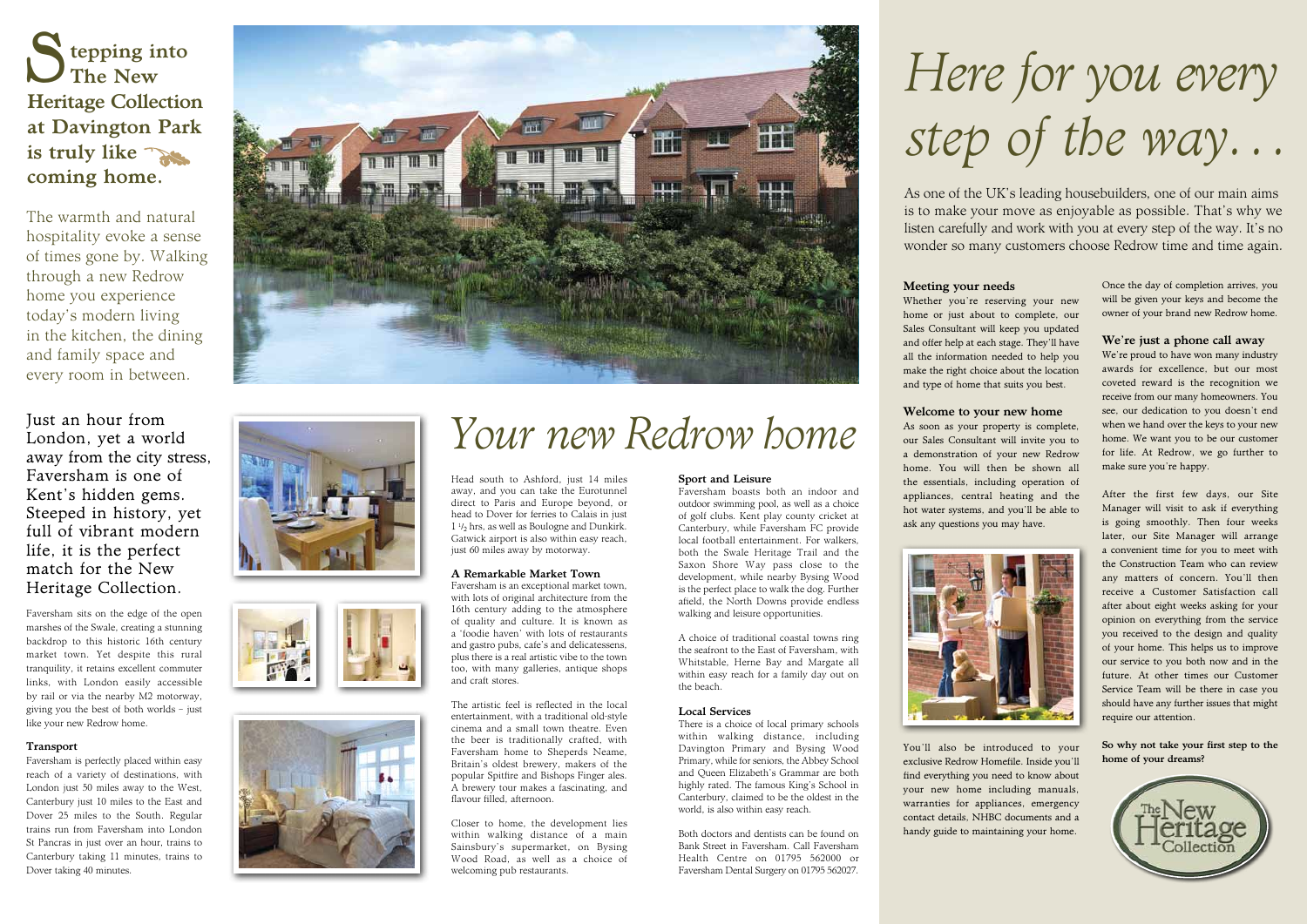# Stepping into The New Heritage Collection at Davington Park is truly like coming home.

The warmth and natural hospitality evoke a sense of times gone by. Walking through a new Redrow home you experience today's modern living in the kitchen, the dining and family space and every room in between.

Just an hour from London, yet a world away from the city stress, Faversham is one of Kent's hidden gems. Steeped in history, yet full of vibrant modern life, it is the perfect match for the New Heritage Collection.

Faversham sits on the edge of the open marshes of the Swale, creating a stunning backdrop to this historic 16th century market town. Yet despite this rural tranquility, it retains excellent commuter links, with London easily accessible by rail or via the nearby M2 motorway, giving you the best of both worlds – just like your new Redrow home.

### Transport

Faversham is perfectly placed within easy reach of a variety of destinations, with London just 50 miles away to the West, Canterbury just 10 miles to the East and Dover 25 miles to the South. Regular trains run from Faversham into London St Pancras in just over an hour, trains to Canterbury taking 11 minutes, trains to Dover taking 40 minutes.

# *Your new Redrow home*

Head south to Ashford, just 14 miles away, and you can take the Eurotunnel direct to Paris and Europe beyond, or head to Dover for ferries to Calais in just 1 1/2 hrs, as well as Boulogne and Dunkirk. Gatwick airport is also within easy reach, just 60 miles away by motorway.

### A Remarkable Market Town

Faversham is an exceptional market town, with lots of original architecture from the 16th century adding to the atmosphere of quality and culture. It is known as a 'foodie haven' with lots of restaurants and gastro pubs, cafe's and delicatessens, plus there is a real artistic vibe to the town too, with many galleries, antique shops and craft stores.

The artistic feel is reflected in the local entertainment, with a traditional old-style cinema and a small town theatre. Even the beer is traditionally crafted, with Faversham home to Sheperds Neame, Britain's oldest brewery, makers of the popular Spitfire and Bishops Finger ales. A brewery tour makes a fascinating, and flavour filled, afternoon.

Closer to home, the development lies within walking distance of a main Sainsbury's supermarket, on Bysing Wood Road, as well as a choice of welcoming pub restaurants.

### Sport and Leisure

Faversham boasts both an indoor and outdoor swimming pool, as well as a choice of golf clubs. Kent play county cricket at Canterbury, while Faversham FC provide local football entertainment. For walkers, both the Swale Heritage Trail and the Saxon Shore Way pass close to the development, while nearby Bysing Wood is the perfect place to walk the dog. Further afield, the North Downs provide endless walking and leisure opportunities.

A choice of traditional coastal towns ring the seafront to the East of Faversham, with Whitstable, Herne Bay and Margate all within easy reach for a family day out on the beach.

### Local Services

There is a choice of local primary schools within walking distance, including Davington Primary and Bysing Wood Primary, while for seniors, the Abbey School and Queen Elizabeth's Grammar are both highly rated. The famous King's School in Canterbury, claimed to be the oldest in the world, is also within easy reach.

Both doctors and dentists can be found on Bank Street in Faversham. Call Faversham Health Centre on 01795 562000 or Faversham Dental Surgery on 01795 562027.

# *Here for you every step of the way...*

As one of the UK's leading housebuilders, one of our main aims is to make your move as enjoyable as possible. That's why we listen carefully and work with you at every step of the way. It's no wonder so many customers choose Redrow time and time again.

### Meeting your needs

Whether you're reserving your new home or just about to complete, our Sales Consultant will keep you updated and offer help at each stage. They'll have all the information needed to help you make the right choice about the location and type of home that suits you best.

### Welcome to your new home

As soon as your property is complete, our Sales Consultant will invite you to a demonstration of your new Redrow home. You will then be shown all the essentials, including operation of appliances, central heating and the hot water systems, and you'll be able to ask any questions you may have.

You'll also be introduced to your exclusive Redrow Homefile. Inside you'll find everything you need to know about your new home including manuals, warranties for appliances, emergency contact details, NHBC documents and a handy guide to maintaining your home.

Once the day of completion arrives, you will be given your keys and become the owner of your brand new Redrow home.

### We're just a phone call away

We're proud to have won many industry awards for excellence, but our most coveted reward is the recognition we receive from our many homeowners. You see, our dedication to you doesn't end when we hand over the keys to your new home. We want you to be our customer for life. At Redrow, we go further to make sure you're happy.

After the first few days, our Site Manager will visit to ask if everything is going smoothly. Then four weeks later, our Site Manager will arrange a convenient time for you to meet with the Construction Team who can review any matters of concern. You'll then receive a Customer Satisfaction call after about eight weeks asking for your opinion on everything from the service you received to the design and quality of your home. This helps us to improve our service to you both now and in the future. At other times our Customer Service Team will be there in case you should have any further issues that might require our attention.

**So why not take your first step to the home of your dreams?**

The New Heritage Collection